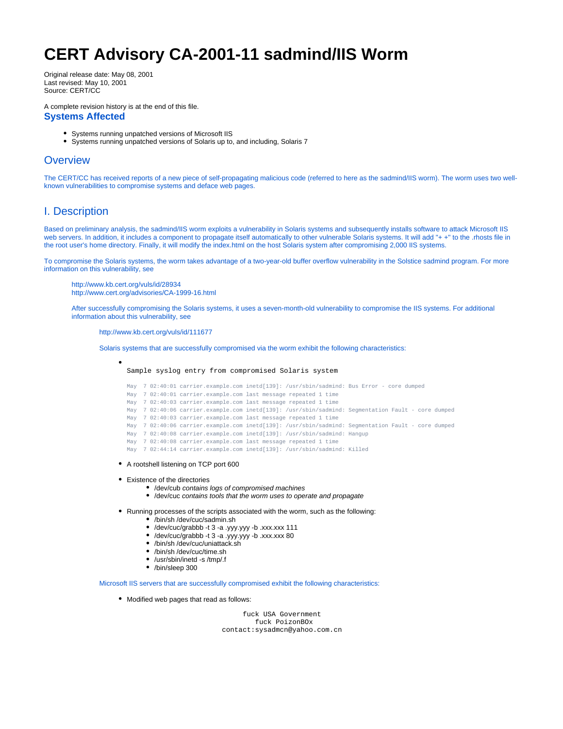# CERT Advisory CA-2001-11 sadmind/IIS Worm

Original release date: May 08, 2001
Last revised: May 10, 2001
Source: CERT/CC

A complete revision history is at the end of this file.

### Systems Affected

- Systems running unpatched versions of Microsoft IIS
- Systems running unpatched versions of Solaris up to, and including, Solaris 7

## Overview

The CERT/CC has received reports of a new piece of self-propagating malicious code (referred to here as the sadmind/IIS worm). The worm uses two well-known vulnerabilities to compromise systems and deface web pages.

## I. Description

Based on preliminary analysis, the sadmind/IIS worm exploits a vulnerability in Solaris systems and subsequently installs software to attack Microsoft IIS web servers. In addition, it includes a component to propagate itself automatically to other vulnerable Solaris systems. It will add "+ +" to the .rhosts file in the root user's home directory. Finally, it will modify the index.html on the host Solaris system after compromising 2,000 IIS systems.

To compromise the Solaris systems, the worm takes advantage of a two-year-old buffer overflow vulnerability in the Solstice sadmind program. For more information on this vulnerability, see

> http://www.kb.cert.org/vuls/id/28934
> http://www.cert.org/advisories/CA-1999-16.html
>
> After successfully compromising the Solaris systems, it uses a seven-month-old vulnerability to compromise the IIS systems. For additional information about this vulnerability, see
>
> > http://www.kb.cert.org/vuls/id/111677
> >
> > Solaris systems that are successfully compromised via the worm exhibit the following characteristics:
> >
> > - Sample syslog entry from compromised Solaris system
> >
> > ```
> > May  7 02:40:01 carrier.example.com inetd[139]: /usr/sbin/sadmind: Bus Error - core dumped
> > May  7 02:40:01 carrier.example.com last message repeated 1 time
> > May  7 02:40:03 carrier.example.com last message repeated 1 time
> > May  7 02:40:06 carrier.example.com inetd[139]: /usr/sbin/sadmind: Segmentation Fault - core dumped
> > May  7 02:40:03 carrier.example.com last message repeated 1 time
> > May  7 02:40:06 carrier.example.com inetd[139]: /usr/sbin/sadmind: Segmentation Fault - core dumped
> > May  7 02:40:08 carrier.example.com inetd[139]: /usr/sbin/sadmind: Hangup
> > May  7 02:40:08 carrier.example.com last message repeated 1 time
> > May  7 02:44:14 carrier.example.com inetd[139]: /usr/sbin/sadmind: Killed
> > ```
> >
> > - A rootshell listening on TCP port 600
> > - Existence of the directories
> >   - /dev/cub *contains logs of compromised machines*
> >   - /dev/cuc *contains tools that the worm uses to operate and propagate*
> > - Running processes of the scripts associated with the worm, such as the following:
> >   - /bin/sh /dev/cuc/sadmin.sh
> >   - /dev/cuc/grabbb -t 3 -a .yyy.yyy -b .xxx.xxx 111
> >   - /dev/cuc/grabbb -t 3 -a .yyy.yyy -b .xxx.xxx 80
> >   - /bin/sh /dev/cuc/uniattack.sh
> >   - /bin/sh /dev/cuc/time.sh
> >   - /usr/sbin/inetd -s /tmp/.f
> >   - /bin/sleep 300
> >
> > Microsoft IIS servers that are successfully compromised exhibit the following characteristics:
> >
> > - Modified web pages that read as follows:
> >
> > ```
> > fuck USA Government
> > fuck PoizonBOx
> > contact:sysadmcn@yahoo.com.cn
> > ```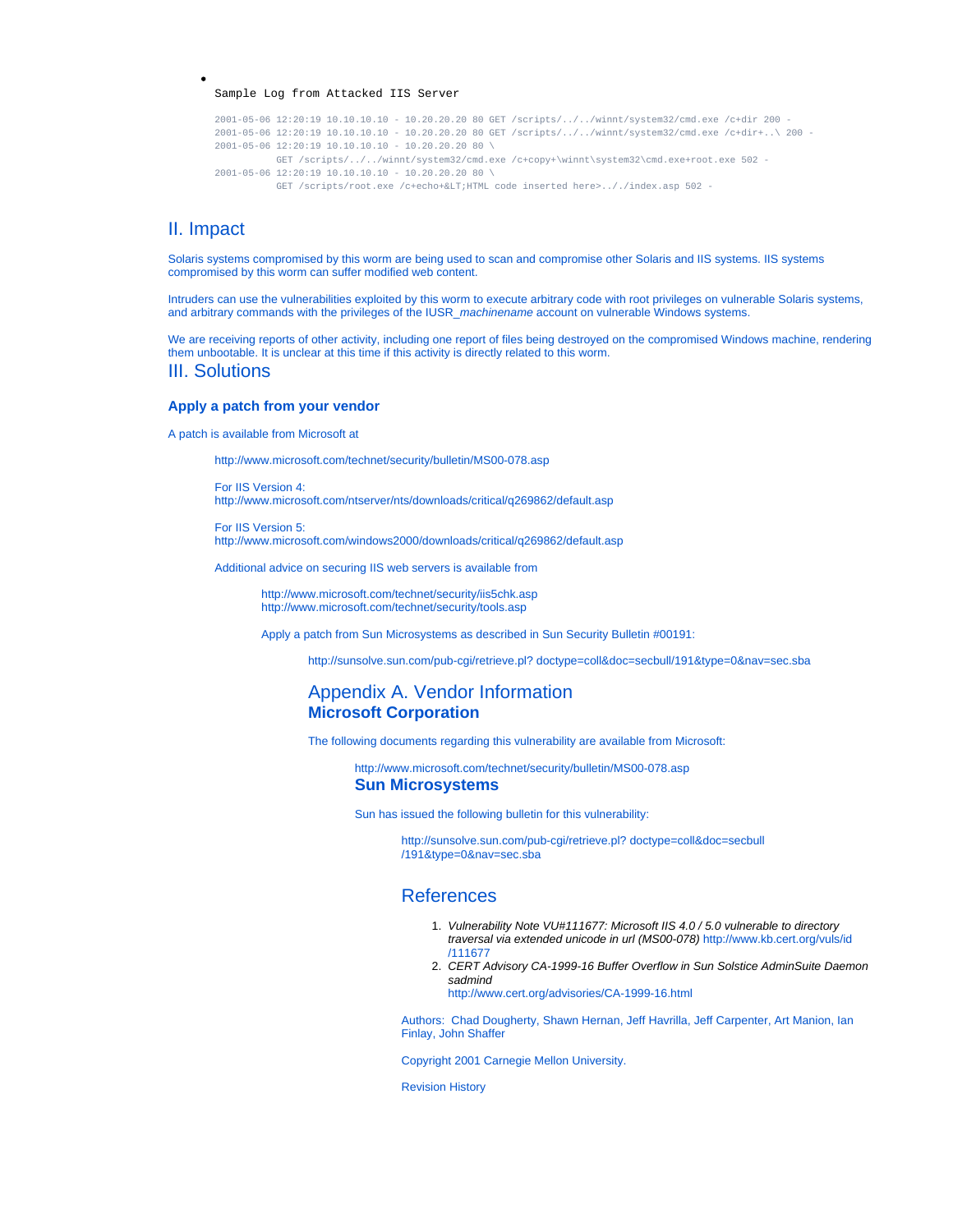- Sample Log from Attacked IIS Server

```
2001-05-06 12:20:19 10.10.10.10 - 10.20.20.20 80 GET /scripts/../../winnt/system32/cmd.exe /c+dir 200 -
2001-05-06 12:20:19 10.10.10.10 - 10.20.20.20 80 GET /scripts/../../winnt/system32/cmd.exe /c+dir+..\ 200 -
2001-05-06 12:20:19 10.10.10.10 - 10.20.20.20 80 \
          GET /scripts/../../winnt/system32/cmd.exe /c+copy+\winnt\system32\cmd.exe+root.exe 502 -
2001-05-06 12:20:19 10.10.10.10 - 10.20.20.20 80 \
          GET /scripts/root.exe /c+echo+&LT;HTML code inserted here>.././index.asp 502 -
```

## II. Impact

Solaris systems compromised by this worm are being used to scan and compromise other Solaris and IIS systems. IIS systems compromised by this worm can suffer modified web content.

Intruders can use the vulnerabilities exploited by this worm to execute arbitrary code with root privileges on vulnerable Solaris systems, and arbitrary commands with the privileges of the IUSR_*machinename* account on vulnerable Windows systems.

We are receiving reports of other activity, including one report of files being destroyed on the compromised Windows machine, rendering them unbootable. It is unclear at this time if this activity is directly related to this worm.

## III. Solutions

### Apply a patch from your vendor

A patch is available from Microsoft at

http://www.microsoft.com/technet/security/bulletin/MS00-078.asp

For IIS Version 4:
http://www.microsoft.com/ntserver/nts/downloads/critical/q269862/default.asp

For IIS Version 5:
http://www.microsoft.com/windows2000/downloads/critical/q269862/default.asp

Additional advice on securing IIS web servers is available from

http://www.microsoft.com/technet/security/iis5chk.asp
http://www.microsoft.com/technet/security/tools.asp

Apply a patch from Sun Microsystems as described in Sun Security Bulletin #00191:

http://sunsolve.sun.com/pub-cgi/retrieve.pl? doctype=coll&doc=secbull/191&type=0&nav=sec.sba

## Appendix A. Vendor Information

### Microsoft Corporation

The following documents regarding this vulnerability are available from Microsoft:

http://www.microsoft.com/technet/security/bulletin/MS00-078.asp

### Sun Microsystems

Sun has issued the following bulletin for this vulnerability:

http://sunsolve.sun.com/pub-cgi/retrieve.pl? doctype=coll&doc=secbull/191&type=0&nav=sec.sba

## References

1. *Vulnerability Note VU#111677: Microsoft IIS 4.0 / 5.0 vulnerable to directory traversal via extended unicode in url (MS00-078)* http://www.kb.cert.org/vuls/id/111677
2. *CERT Advisory CA-1999-16 Buffer Overflow in Sun Solstice AdminSuite Daemon sadmind* http://www.cert.org/advisories/CA-1999-16.html

Authors: Chad Dougherty, Shawn Hernan, Jeff Havrilla, Jeff Carpenter, Art Manion, Ian Finlay, John Shaffer

Copyright 2001 Carnegie Mellon University.

Revision History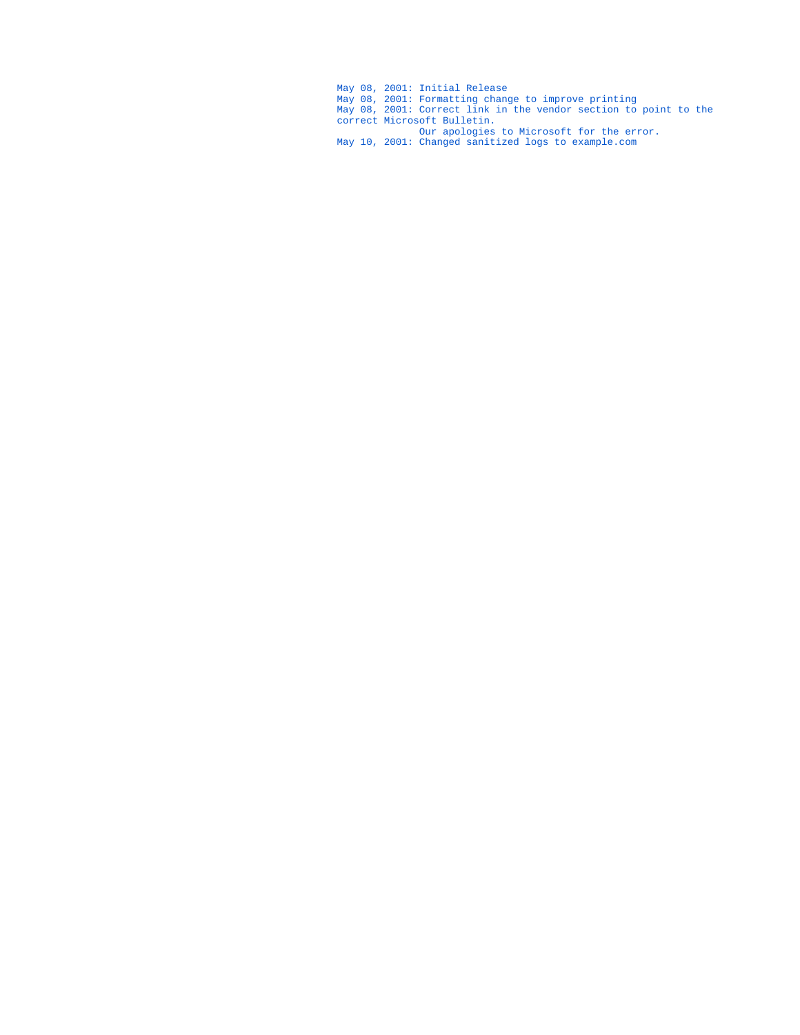```
May 08, 2001: Initial Release
May 08, 2001: Formatting change to improve printing
May 08, 2001: Correct link in the vendor section to point to the
correct Microsoft Bulletin.
              Our apologies to Microsoft for the error.
May 10, 2001: Changed sanitized logs to example.com
```